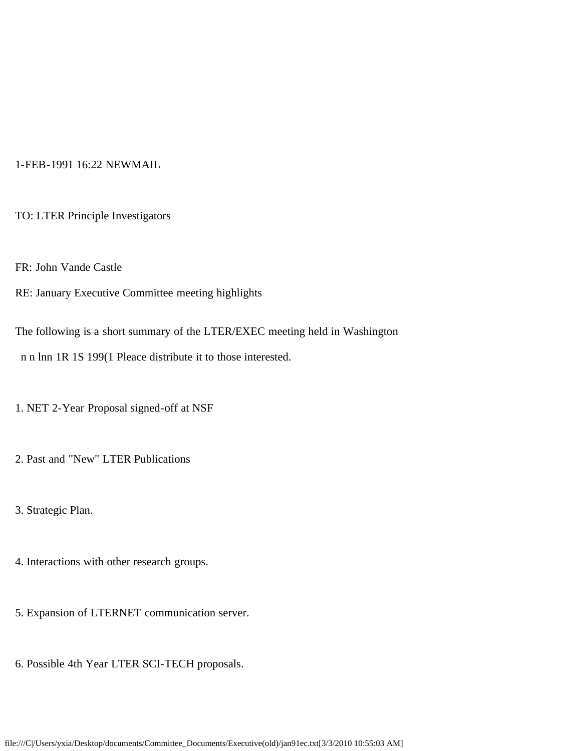1-FEB-1991 16:22 NEWMAIL

TO: LTER Principle Investigators

FR: John Vande Castle

RE: January Executive Committee meeting highlights

The following is a short summary of the LTER/EXEC meeting held in Washington n n lnn 1R 1S 199(1 Pleace distribute it to those interested.

1. NET 2-Year Proposal signed-off at NSF

2. Past and "New" LTER Publications

3. Strategic Plan.

4. Interactions with other research groups.

5. Expansion of LTERNET communication server.

6. Possible 4th Year LTER SCI-TECH proposals.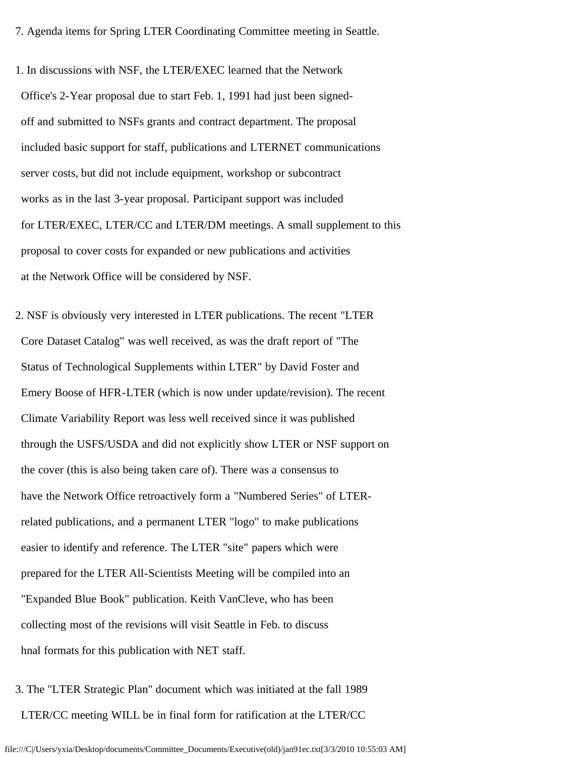7. Agenda items for Spring LTER Coordinating Committee meeting in Seattle.

1. In discussions with NSF, the LTER/EXEC learned that the Network Office's 2-Year proposal due to start Feb. 1, 1991 had just been signed-off and submitted to NSFs grants and contract department. The proposal included basic support for staff, publications and LTERNET communications server costs, but did not include equipment, workshop or subcontract works as in the last 3-year proposal. Participant support was included for LTER/EXEC, LTER/CC and LTER/DM meetings. A small supplement to this proposal to cover costs for expanded or new publications and activities at the Network Office will be considered by NSF.

2. NSF is obviously very interested in LTER publications. The recent "LTER Core Dataset Catalog" was well received, as was the draft report of "The Status of Technological Supplements within LTER" by David Foster and Emery Boose of HFR-LTER (which is now under update/revision). The recent Climate Variability Report was less well received since it was published through the USFS/USDA and did not explicitly show LTER or NSF support on the cover (this is also being taken care of). There was a consensus to have the Network Office retroactively form a "Numbered Series" of LTER-related publications, and a permanent LTER "logo" to make publications easier to identify and reference. The LTER "site" papers which were prepared for the LTER All-Scientists Meeting will be compiled into an "Expanded Blue Book" publication. Keith VanCleve, who has been collecting most of the revisions will visit Seattle in Feb. to discuss hnal formats for this publication with NET staff.

3. The "LTER Strategic Plan" document which was initiated at the fall 1989 LTER/CC meeting WILL be in final form for ratification at the LTER/CC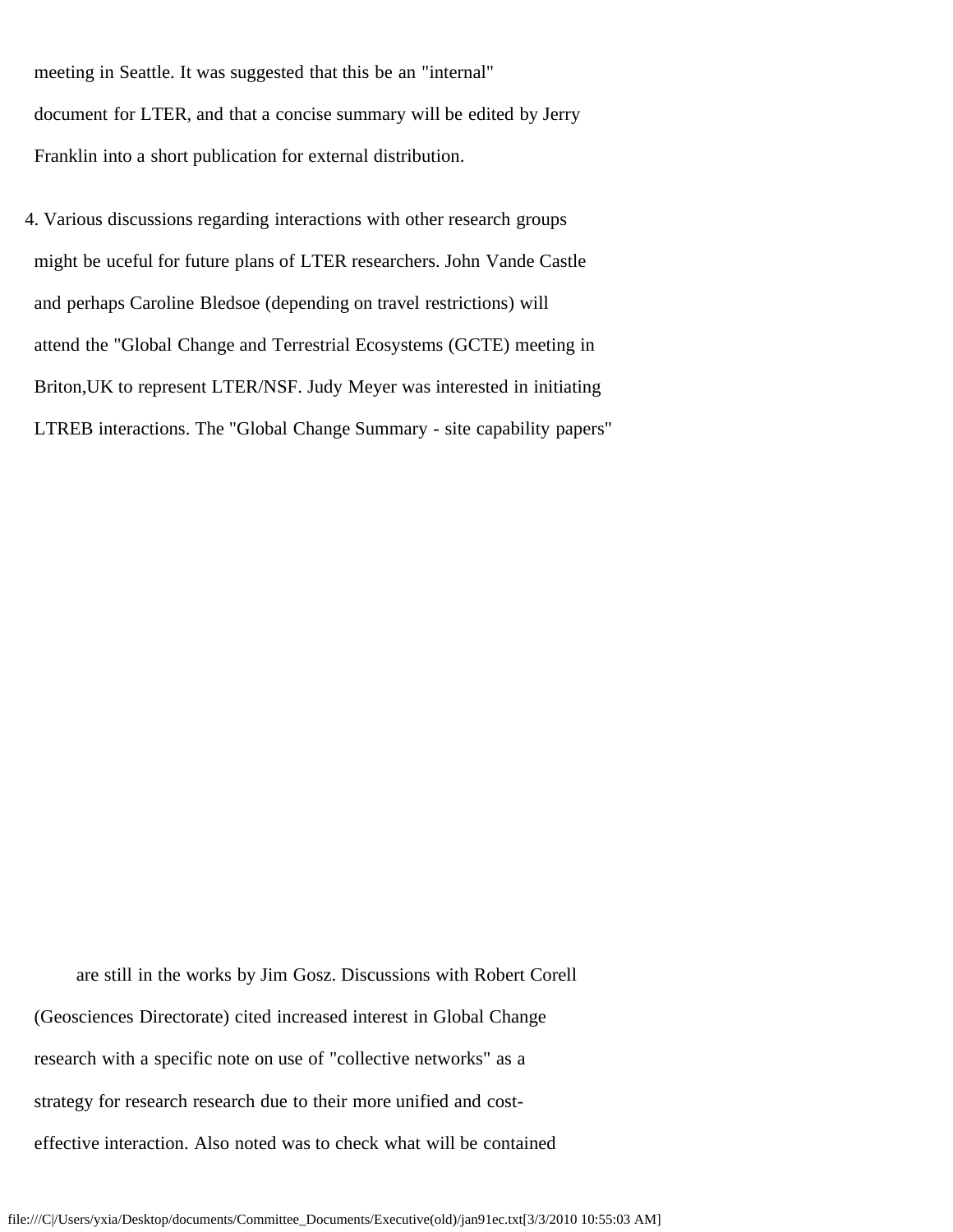meeting in Seattle. It was suggested that this be an "internal" document for LTER, and that a concise summary will be edited by Jerry Franklin into a short publication for external distribution.

4. Various discussions regarding interactions with other research groups might be uceful for future plans of LTER researchers. John Vande Castle and perhaps Caroline Bledsoe (depending on travel restrictions) will attend the "Global Change and Terrestrial Ecosystems (GCTE) meeting in Briton,UK to represent LTER/NSF. Judy Meyer was interested in initiating LTREB interactions. The "Global Change Summary - site capability papers" are still in the works by Jim Gosz. Discussions with Robert Corell (Geosciences Directorate) cited increased interest in Global Change research with a specific note on use of "collective networks" as a strategy for research research due to their more unified and cost-effective interaction. Also noted was to check what will be contained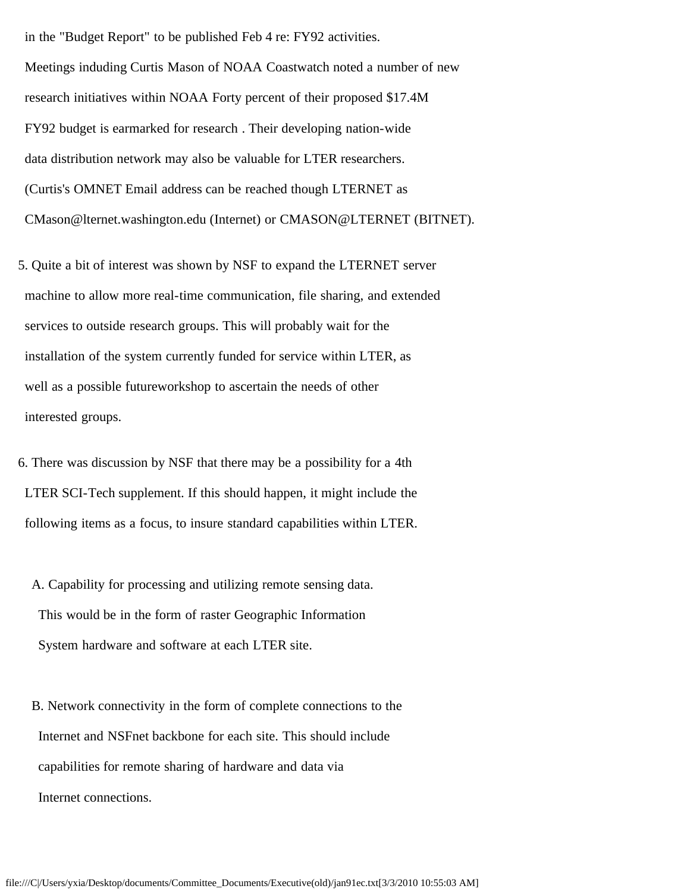in the "Budget Report" to be published Feb 4 re: FY92 activities.

Meetings induding Curtis Mason of NOAA Coastwatch noted a number of new research initiatives within NOAA Forty percent of their proposed $17.4M FY92 budget is earmarked for research . Their developing nation-wide data distribution network may also be valuable for LTER researchers. (Curtis's OMNET Email address can be reached though LTERNET as CMason@lternet.washington.edu (Internet) or CMASON@LTERNET (BITNET).

5. Quite a bit of interest was shown by NSF to expand the LTERNET server machine to allow more real-time communication, file sharing, and extended services to outside research groups. This will probably wait for the installation of the system currently funded for service within LTER, as well as a possible futureworkshop to ascertain the needs of other interested groups.

6. There was discussion by NSF that there may be a possibility for a 4th LTER SCI-Tech supplement. If this should happen, it might include the following items as a focus, to insure standard capabilities within LTER.

   A. Capability for processing and utilizing remote sensing data. This would be in the form of raster Geographic Information System hardware and software at each LTER site.

   B. Network connectivity in the form of complete connections to the Internet and NSFnet backbone for each site. This should include capabilities for remote sharing of hardware and data via Internet connections.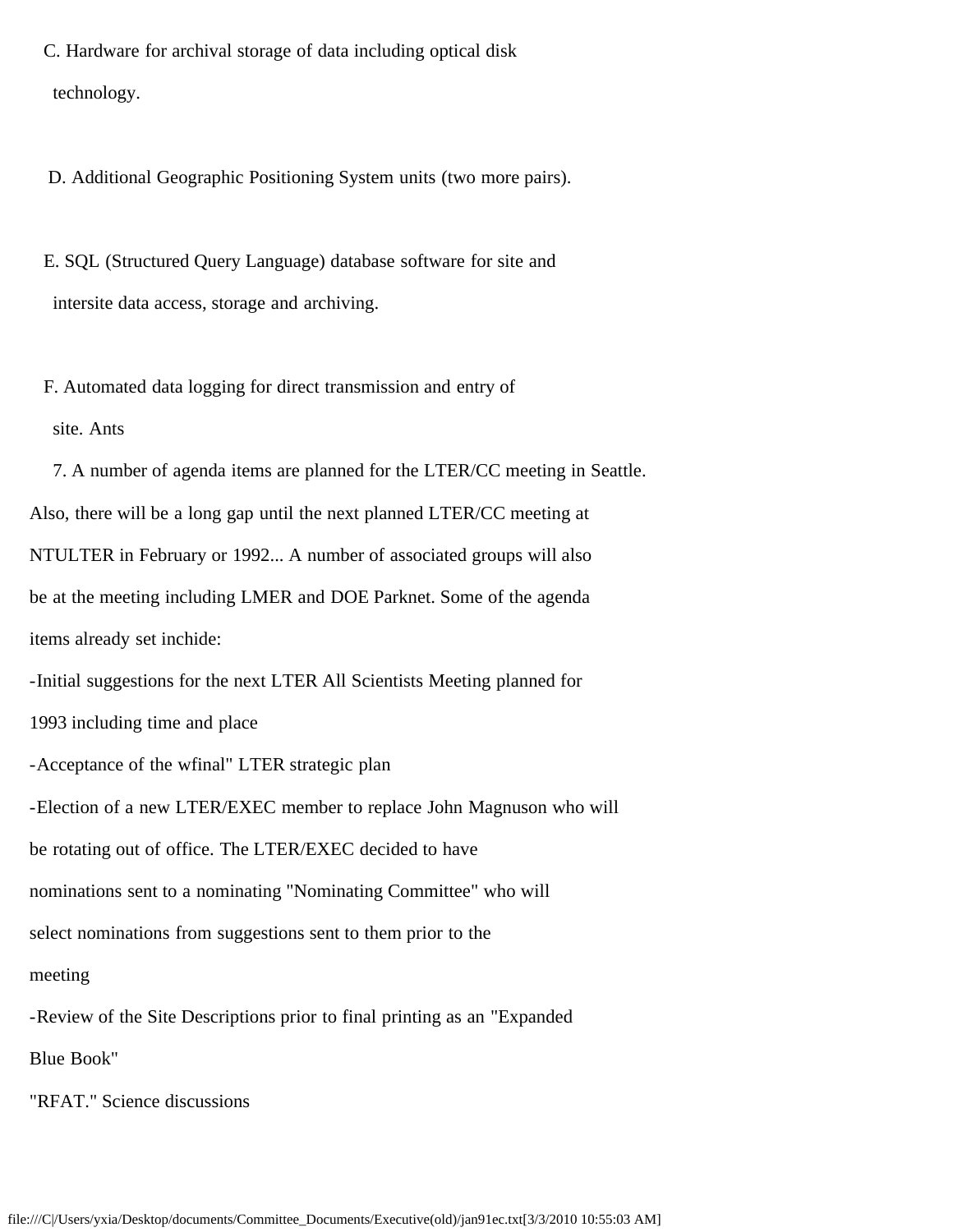C. Hardware for archival storage of data including optical disk technology.

D. Additional Geographic Positioning System units (two more pairs).

E. SQL (Structured Query Language) database software for site and intersite data access, storage and archiving.

F. Automated data logging for direct transmission and entry of site. Ants

7. A number of agenda items are planned for the LTER/CC meeting in Seattle. Also, there will be a long gap until the next planned LTER/CC meeting at NTULTER in February or 1992... A number of associated groups will also be at the meeting including LMER and DOE Parknet. Some of the agenda items already set inchide:

-Initial suggestions for the next LTER All Scientists Meeting planned for 1993 including time and place

-Acceptance of the wfinal" LTER strategic plan

-Election of a new LTER/EXEC member to replace John Magnuson who will be rotating out of office. The LTER/EXEC decided to have nominations sent to a nominating "Nominating Committee" who will select nominations from suggestions sent to them prior to the meeting

-Review of the Site Descriptions prior to final printing as an "Expanded Blue Book"

"RFAT." Science discussions